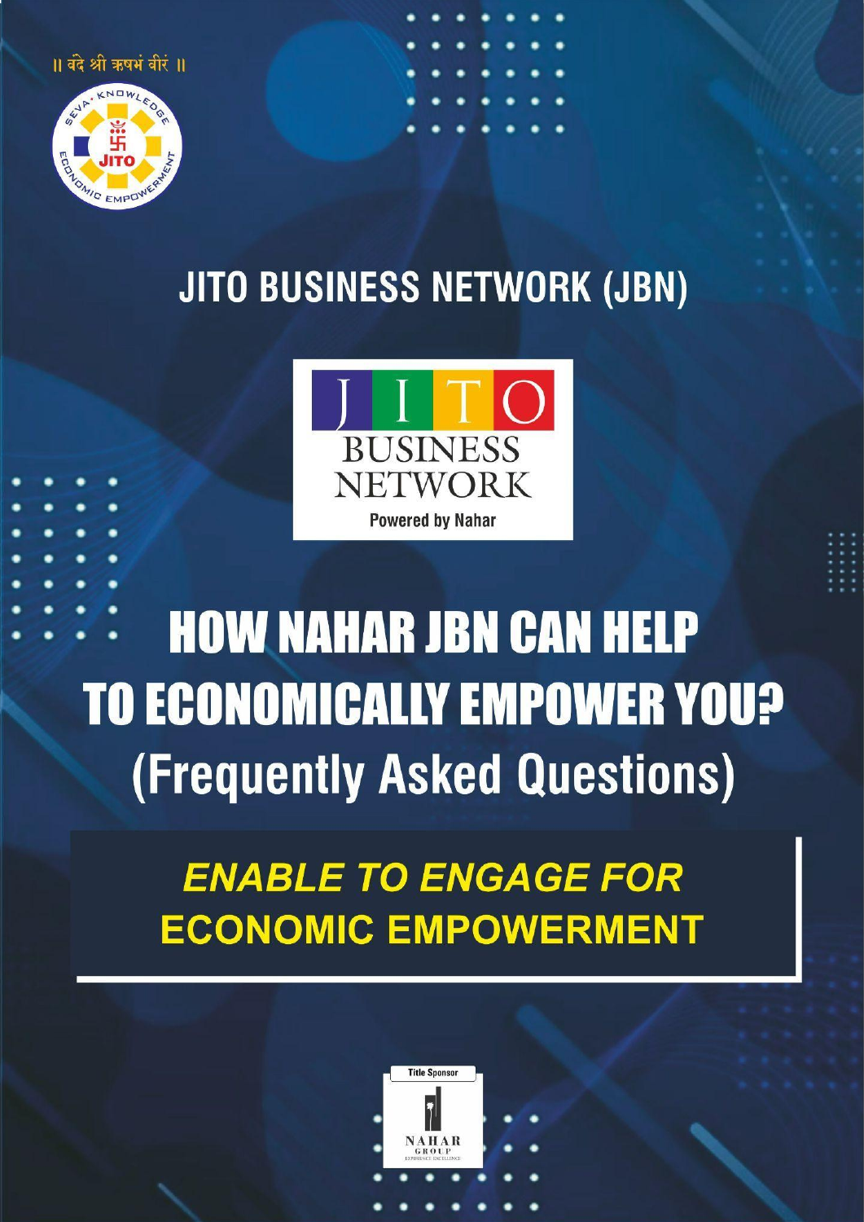॥ वंदे श्री ऋषभं वीरं ॥

SEVA • KNOWLEDGE • ECONOMIC EMPOWERMENT

JITO

# JITO BUSINESS NETWORK (JBN)

JITO BUSINESS NETWORK

Powered by Nahar

# HOW NAHAR JBN CAN HELP TO ECONOMICALLY EMPOWER YOU?

## (Frequently Asked Questions)

***ENABLE TO ENGAGE FOR***
**ECONOMIC EMPOWERMENT**

Title Sponsor

NAHAR GROUP
EXPERIENCE EXCELLENCE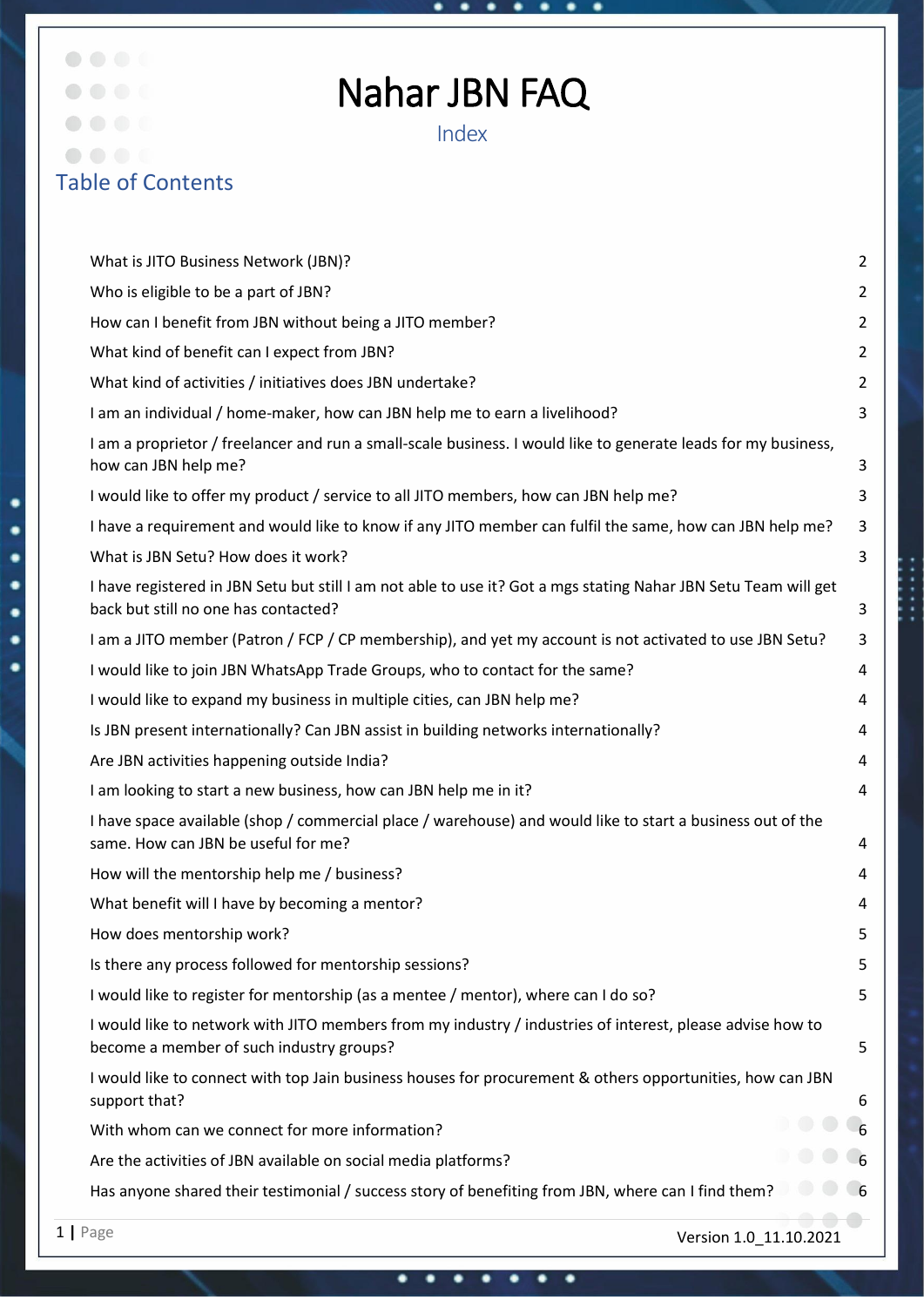# Nahar JBN FAQ

Index

## Table of Contents

| | |
|---|---|
| What is JITO Business Network (JBN)? | 2 |
| Who is eligible to be a part of JBN? | 2 |
| How can I benefit from JBN without being a JITO member? | 2 |
| What kind of benefit can I expect from JBN? | 2 |
| What kind of activities / initiatives does JBN undertake? | 2 |
| I am an individual / home-maker, how can JBN help me to earn a livelihood? | 3 |
| I am a proprietor / freelancer and run a small-scale business. I would like to generate leads for my business, how can JBN help me? | 3 |
| I would like to offer my product / service to all JITO members, how can JBN help me? | 3 |
| I have a requirement and would like to know if any JITO member can fulfil the same, how can JBN help me? | 3 |
| What is JBN Setu? How does it work? | 3 |
| I have registered in JBN Setu but still I am not able to use it? Got a mgs stating Nahar JBN Setu Team will get back but still no one has contacted? | 3 |
| I am a JITO member (Patron / FCP / CP membership), and yet my account is not activated to use JBN Setu? | 3 |
| I would like to join JBN WhatsApp Trade Groups, who to contact for the same? | 4 |
| I would like to expand my business in multiple cities, can JBN help me? | 4 |
| Is JBN present internationally? Can JBN assist in building networks internationally? | 4 |
| Are JBN activities happening outside India? | 4 |
| I am looking to start a new business, how can JBN help me in it? | 4 |
| I have space available (shop / commercial place / warehouse) and would like to start a business out of the same. How can JBN be useful for me? | 4 |
| How will the mentorship help me / business? | 4 |
| What benefit will I have by becoming a mentor? | 4 |
| How does mentorship work? | 5 |
| Is there any process followed for mentorship sessions? | 5 |
| I would like to register for mentorship (as a mentee / mentor), where can I do so? | 5 |
| I would like to network with JITO members from my industry / industries of interest, please advise how to become a member of such industry groups? | 5 |
| I would like to connect with top Jain business houses for procurement & others opportunities, how can JBN support that? | 6 |
| With whom can we connect for more information? | 6 |
| Are the activities of JBN available on social media platforms? | 6 |
| Has anyone shared their testimonial / success story of benefiting from JBN, where can I find them? | 6 |

Version 1.0_11.10.2021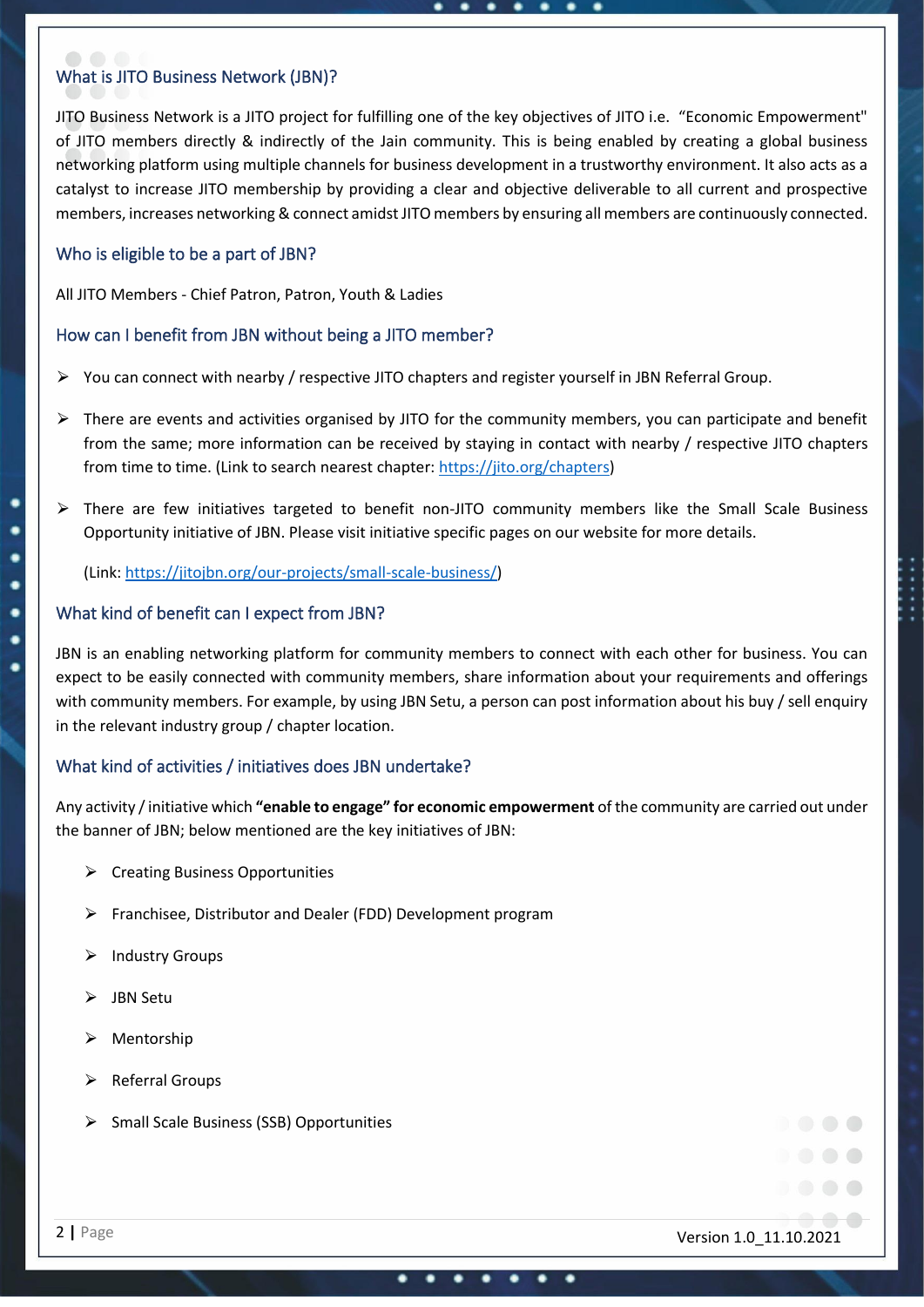## What is JITO Business Network (JBN)?

JITO Business Network is a JITO project for fulfilling one of the key objectives of JITO i.e. "Economic Empowerment" of JITO members directly & indirectly of the Jain community. This is being enabled by creating a global business networking platform using multiple channels for business development in a trustworthy environment. It also acts as a catalyst to increase JITO membership by providing a clear and objective deliverable to all current and prospective members, increases networking & connect amidst JITO members by ensuring all members are continuously connected.

## Who is eligible to be a part of JBN?

All JITO Members - Chief Patron, Patron, Youth & Ladies

## How can I benefit from JBN without being a JITO member?

- You can connect with nearby / respective JITO chapters and register yourself in JBN Referral Group.
- There are events and activities organised by JITO for the community members, you can participate and benefit from the same; more information can be received by staying in contact with nearby / respective JITO chapters from time to time. (Link to search nearest chapter: https://jito.org/chapters)
- There are few initiatives targeted to benefit non-JITO community members like the Small Scale Business Opportunity initiative of JBN. Please visit initiative specific pages on our website for more details.

  (Link: https://jitojbn.org/our-projects/small-scale-business/)

## What kind of benefit can I expect from JBN?

JBN is an enabling networking platform for community members to connect with each other for business. You can expect to be easily connected with community members, share information about your requirements and offerings with community members. For example, by using JBN Setu, a person can post information about his buy / sell enquiry in the relevant industry group / chapter location.

## What kind of activities / initiatives does JBN undertake?

Any activity / initiative which **"enable to engage" for economic empowerment** of the community are carried out under the banner of JBN; below mentioned are the key initiatives of JBN:

- Creating Business Opportunities
- Franchisee, Distributor and Dealer (FDD) Development program
- Industry Groups
- JBN Setu
- Mentorship
- Referral Groups
- Small Scale Business (SSB) Opportunities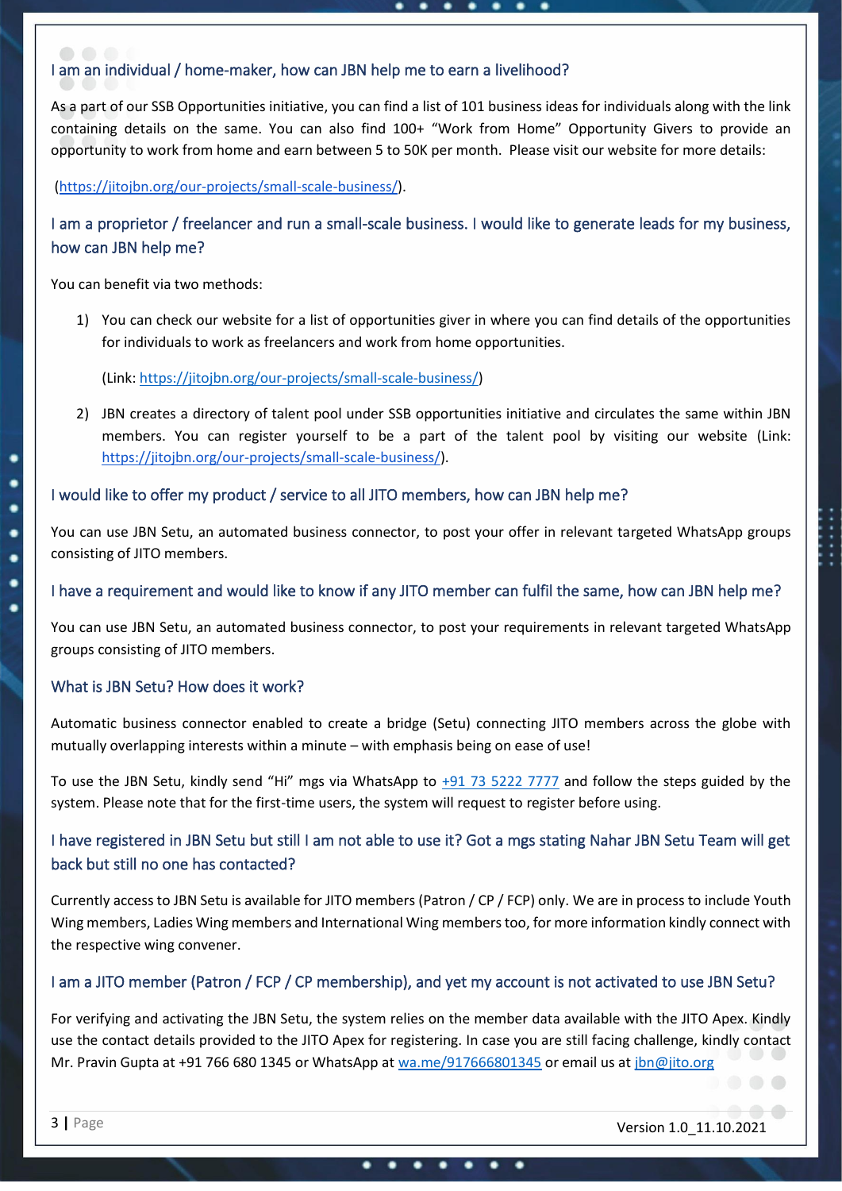## I am an individual / home-maker, how can JBN help me to earn a livelihood?

As a part of our SSB Opportunities initiative, you can find a list of 101 business ideas for individuals along with the link containing details on the same. You can also find 100+ "Work from Home" Opportunity Givers to provide an opportunity to work from home and earn between 5 to 50K per month. Please visit our website for more details:

(https://jitojbn.org/our-projects/small-scale-business/).

## I am a proprietor / freelancer and run a small-scale business. I would like to generate leads for my business, how can JBN help me?

You can benefit via two methods:

1) You can check our website for a list of opportunities giver in where you can find details of the opportunities for individuals to work as freelancers and work from home opportunities.

   (Link: https://jitojbn.org/our-projects/small-scale-business/)

2) JBN creates a directory of talent pool under SSB opportunities initiative and circulates the same within JBN members. You can register yourself to be a part of the talent pool by visiting our website (Link: https://jitojbn.org/our-projects/small-scale-business/).

## I would like to offer my product / service to all JITO members, how can JBN help me?

You can use JBN Setu, an automated business connector, to post your offer in relevant targeted WhatsApp groups consisting of JITO members.

## I have a requirement and would like to know if any JITO member can fulfil the same, how can JBN help me?

You can use JBN Setu, an automated business connector, to post your requirements in relevant targeted WhatsApp groups consisting of JITO members.

## What is JBN Setu? How does it work?

Automatic business connector enabled to create a bridge (Setu) connecting JITO members across the globe with mutually overlapping interests within a minute – with emphasis being on ease of use!

To use the JBN Setu, kindly send "Hi" mgs via WhatsApp to +91 73 5222 7777 and follow the steps guided by the system. Please note that for the first-time users, the system will request to register before using.

## I have registered in JBN Setu but still I am not able to use it? Got a mgs stating Nahar JBN Setu Team will get back but still no one has contacted?

Currently access to JBN Setu is available for JITO members (Patron / CP / FCP) only. We are in process to include Youth Wing members, Ladies Wing members and International Wing members too, for more information kindly connect with the respective wing convener.

## I am a JITO member (Patron / FCP / CP membership), and yet my account is not activated to use JBN Setu?

For verifying and activating the JBN Setu, the system relies on the member data available with the JITO Apex. Kindly use the contact details provided to the JITO Apex for registering. In case you are still facing challenge, kindly contact Mr. Pravin Gupta at +91 766 680 1345 or WhatsApp at wa.me/917666801345 or email us at jbn@jito.org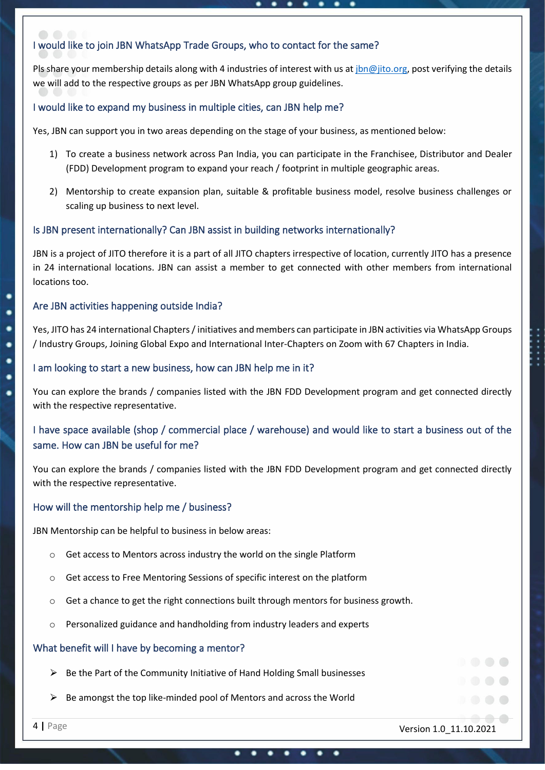### I would like to join JBN WhatsApp Trade Groups, who to contact for the same?

Pls share your membership details along with 4 industries of interest with us at jbn@jito.org, post verifying the details we will add to the respective groups as per JBN WhatsApp group guidelines.

### I would like to expand my business in multiple cities, can JBN help me?

Yes, JBN can support you in two areas depending on the stage of your business, as mentioned below:

1) To create a business network across Pan India, you can participate in the Franchisee, Distributor and Dealer (FDD) Development program to expand your reach / footprint in multiple geographic areas.
2) Mentorship to create expansion plan, suitable & profitable business model, resolve business challenges or scaling up business to next level.

### Is JBN present internationally? Can JBN assist in building networks internationally?

JBN is a project of JITO therefore it is a part of all JITO chapters irrespective of location, currently JITO has a presence in 24 international locations. JBN can assist a member to get connected with other members from international locations too.

### Are JBN activities happening outside India?

Yes, JITO has 24 international Chapters / initiatives and members can participate in JBN activities via WhatsApp Groups / Industry Groups, Joining Global Expo and International Inter-Chapters on Zoom with 67 Chapters in India.

### I am looking to start a new business, how can JBN help me in it?

You can explore the brands / companies listed with the JBN FDD Development program and get connected directly with the respective representative.

### I have space available (shop / commercial place / warehouse) and would like to start a business out of the same. How can JBN be useful for me?

You can explore the brands / companies listed with the JBN FDD Development program and get connected directly with the respective representative.

### How will the mentorship help me / business?

JBN Mentorship can be helpful to business in below areas:

- Get access to Mentors across industry the world on the single Platform
- Get access to Free Mentoring Sessions of specific interest on the platform
- Get a chance to get the right connections built through mentors for business growth.
- Personalized guidance and handholding from industry leaders and experts

### What benefit will I have by becoming a mentor?

- Be the Part of the Community Initiative of Hand Holding Small businesses
- Be amongst the top like-minded pool of Mentors and across the World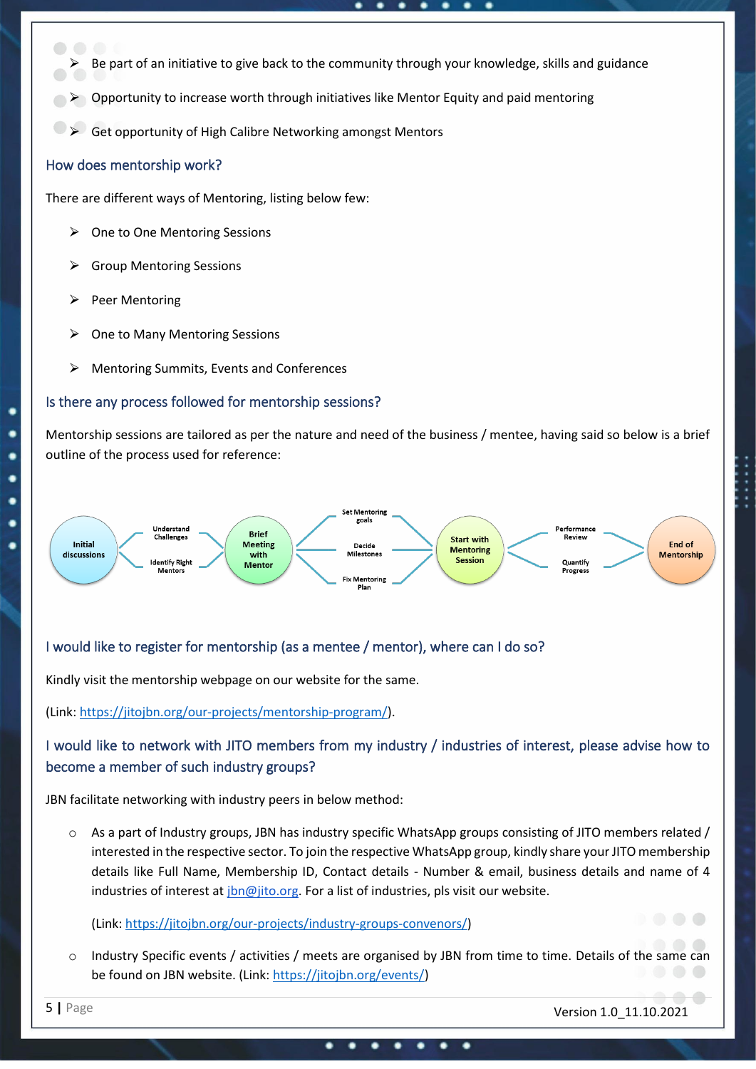- Be part of an initiative to give back to the community through your knowledge, skills and guidance
- Opportunity to increase worth through initiatives like Mentor Equity and paid mentoring
- Get opportunity of High Calibre Networking amongst Mentors

## How does mentorship work?

There are different ways of Mentoring, listing below few:

- One to One Mentoring Sessions
- Group Mentoring Sessions
- Peer Mentoring
- One to Many Mentoring Sessions
- Mentoring Summits, Events and Conferences

## Is there any process followed for mentorship sessions?

Mentorship sessions are tailored as per the nature and need of the business / mentee, having said so below is a brief outline of the process used for reference:

Initial discussions → (Understand Challenges, Identify Right Mentors) → Brief Meeting with Mentor → (Set Mentoring goals, Decide Milestones, Fix Mentoring Plan) → Start with Mentoring Session → (Performance Review, Quantify Progress) → End of Mentorship

## I would like to register for mentorship (as a mentee / mentor), where can I do so?

Kindly visit the mentorship webpage on our website for the same.

(Link: https://jitojbn.org/our-projects/mentorship-program/).

## I would like to network with JITO members from my industry / industries of interest, please advise how to become a member of such industry groups?

JBN facilitate networking with industry peers in below method:

- As a part of Industry groups, JBN has industry specific WhatsApp groups consisting of JITO members related / interested in the respective sector. To join the respective WhatsApp group, kindly share your JITO membership details like Full Name, Membership ID, Contact details - Number & email, business details and name of 4 industries of interest at jbn@jito.org. For a list of industries, pls visit our website.

  (Link: https://jitojbn.org/our-projects/industry-groups-convenors/)

- Industry Specific events / activities / meets are organised by JBN from time to time. Details of the same can be found on JBN website. (Link: https://jitojbn.org/events/)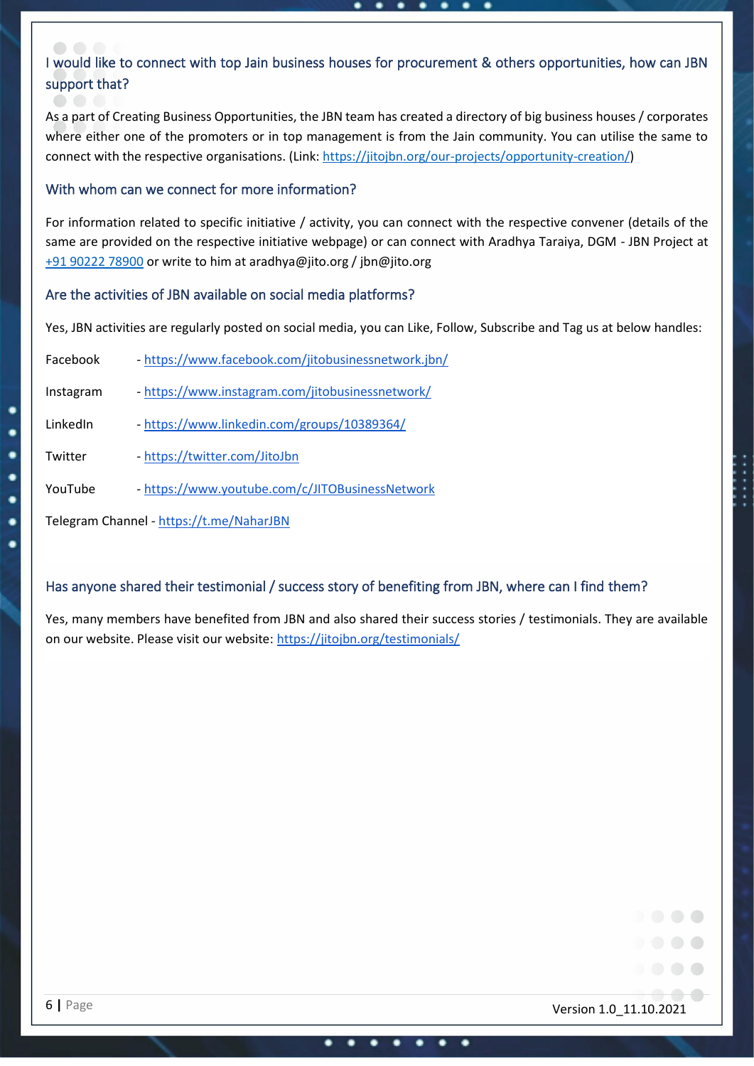### I would like to connect with top Jain business houses for procurement & others opportunities, how can JBN support that?

As a part of Creating Business Opportunities, the JBN team has created a directory of big business houses / corporates where either one of the promoters or in top management is from the Jain community. You can utilise the same to connect with the respective organisations. (Link: https://jitojbn.org/our-projects/opportunity-creation/)

### With whom can we connect for more information?

For information related to specific initiative / activity, you can connect with the respective convener (details of the same are provided on the respective initiative webpage) or can connect with Aradhya Taraiya, DGM - JBN Project at +91 90222 78900 or write to him at aradhya@jito.org / jbn@jito.org

### Are the activities of JBN available on social media platforms?

Yes, JBN activities are regularly posted on social media, you can Like, Follow, Subscribe and Tag us at below handles:

Facebook - https://www.facebook.com/jitobusinessnetwork.jbn/

Instagram - https://www.instagram.com/jitobusinessnetwork/

LinkedIn - https://www.linkedin.com/groups/10389364/

Twitter - https://twitter.com/JitoJbn

YouTube - https://www.youtube.com/c/JITOBusinessNetwork

Telegram Channel - https://t.me/NaharJBN

### Has anyone shared their testimonial / success story of benefiting from JBN, where can I find them?

Yes, many members have benefited from JBN and also shared their success stories / testimonials. They are available on our website. Please visit our website: https://jitojbn.org/testimonials/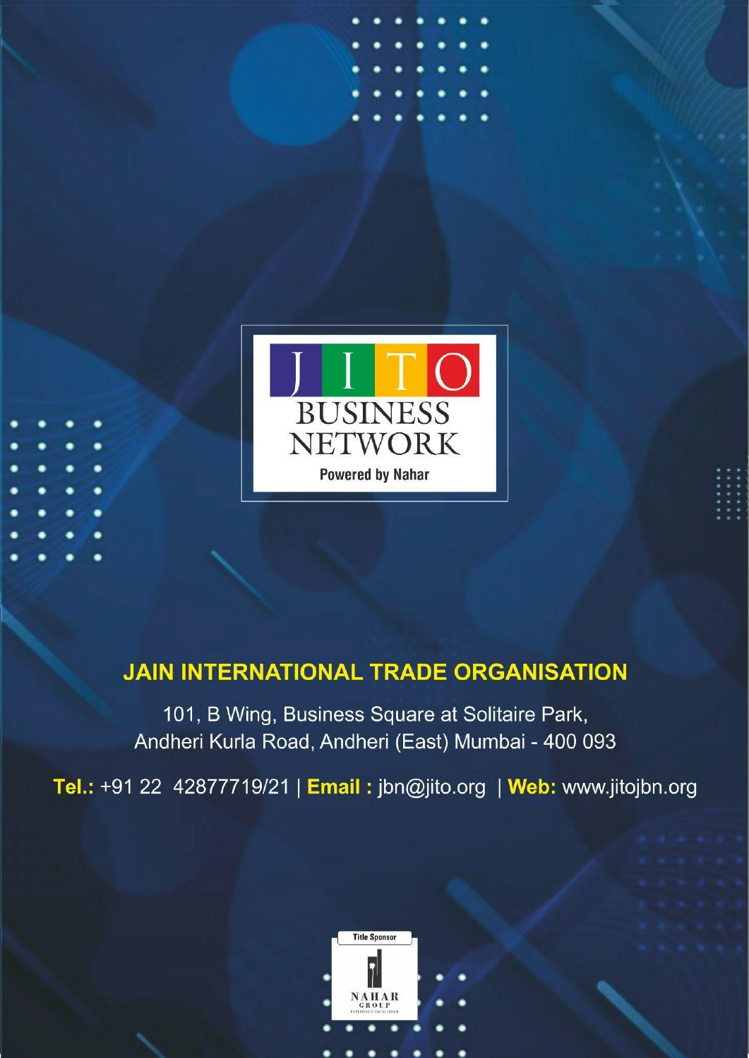JITO

BUSINESS NETWORK

Powered by Nahar

## JAIN INTERNATIONAL TRADE ORGANISATION

101, B Wing, Business Square at Solitaire Park,
Andheri Kurla Road, Andheri (East) Mumbai - 400 093

**Tel.:** +91 22 42877719/21 | **Email :** jbn@jito.org | **Web:** www.jitojbn.org

Title Sponsor

NAHAR GROUP